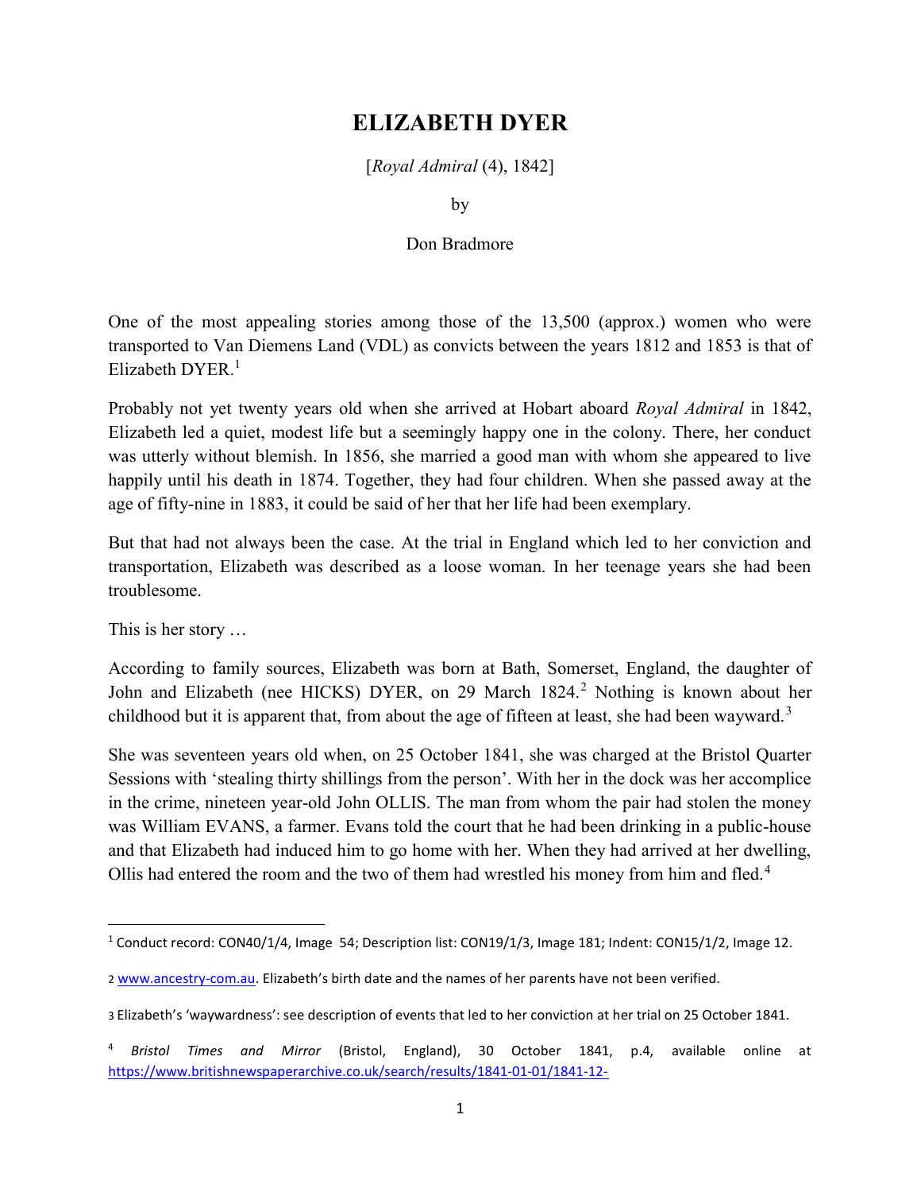# ELIZABETH DYER

[*Royal Admiral* (4), 1842]

by

Don Bradmore

One of the most appealing stories among those of the 13,500 (approx.) women who were transported to Van Diemens Land (VDL) as convicts between the years 1812 and 1853 is that of Elizabeth DYER.[1]

Probably not yet twenty years old when she arrived at Hobart aboard *Royal Admiral* in 1842, Elizabeth led a quiet, modest life but a seemingly happy one in the colony. There, her conduct was utterly without blemish. In 1856, she married a good man with whom she appeared to live happily until his death in 1874. Together, they had four children. When she passed away at the age of fifty-nine in 1883, it could be said of her that her life had been exemplary.

But that had not always been the case. At the trial in England which led to her conviction and transportation, Elizabeth was described as a loose woman. In her teenage years she had been troublesome.

This is her story …

According to family sources, Elizabeth was born at Bath, Somerset, England, the daughter of John and Elizabeth (nee HICKS) DYER, on 29 March 1824.[2] Nothing is known about her childhood but it is apparent that, from about the age of fifteen at least, she had been wayward.[3]

She was seventeen years old when, on 25 October 1841, she was charged at the Bristol Quarter Sessions with 'stealing thirty shillings from the person'. With her in the dock was her accomplice in the crime, nineteen year-old John OLLIS. The man from whom the pair had stolen the money was William EVANS, a farmer. Evans told the court that he had been drinking in a public-house and that Elizabeth had induced him to go home with her. When they had arrived at her dwelling, Ollis had entered the room and the two of them had wrestled his money from him and fled.[4]

---

[1] Conduct record: CON40/1/4, Image 54; Description list: CON19/1/3, Image 181; Indent: CON15/1/2, Image 12.

[2] www.ancestry-com.au. Elizabeth's birth date and the names of her parents have not been verified.

[3] Elizabeth's 'waywardness': see description of events that led to her conviction at her trial on 25 October 1841.

[4] *Bristol Times and Mirror* (Bristol, England), 30 October 1841, p.4, available online at https://www.britishnewspaperarchive.co.uk/search/results/1841-01-01/1841-12-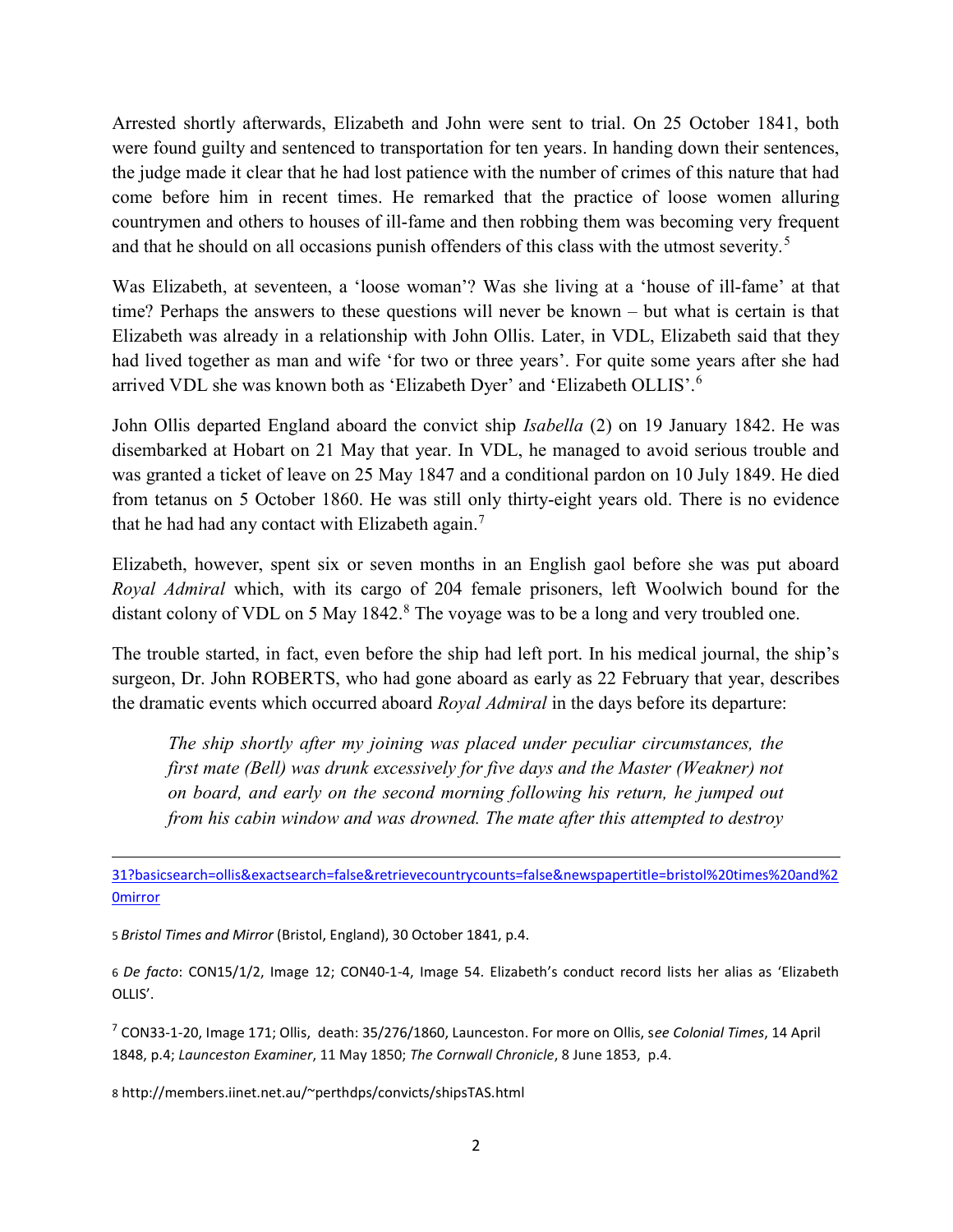Arrested shortly afterwards, Elizabeth and John were sent to trial. On 25 October 1841, both were found guilty and sentenced to transportation for ten years. In handing down their sentences, the judge made it clear that he had lost patience with the number of crimes of this nature that had come before him in recent times. He remarked that the practice of loose women alluring countrymen and others to houses of ill-fame and then robbing them was becoming very frequent and that he should on all occasions punish offenders of this class with the utmost severity.[5]

Was Elizabeth, at seventeen, a 'loose woman'? Was she living at a 'house of ill-fame' at that time? Perhaps the answers to these questions will never be known – but what is certain is that Elizabeth was already in a relationship with John Ollis. Later, in VDL, Elizabeth said that they had lived together as man and wife 'for two or three years'. For quite some years after she had arrived VDL she was known both as 'Elizabeth Dyer' and 'Elizabeth OLLIS'.[6]

John Ollis departed England aboard the convict ship *Isabella* (2) on 19 January 1842. He was disembarked at Hobart on 21 May that year. In VDL, he managed to avoid serious trouble and was granted a ticket of leave on 25 May 1847 and a conditional pardon on 10 July 1849. He died from tetanus on 5 October 1860. He was still only thirty-eight years old. There is no evidence that he had had any contact with Elizabeth again.[7]

Elizabeth, however, spent six or seven months in an English gaol before she was put aboard *Royal Admiral* which, with its cargo of 204 female prisoners, left Woolwich bound for the distant colony of VDL on 5 May 1842.[8] The voyage was to be a long and very troubled one.

The trouble started, in fact, even before the ship had left port. In his medical journal, the ship's surgeon, Dr. John ROBERTS, who had gone aboard as early as 22 February that year, describes the dramatic events which occurred aboard *Royal Admiral* in the days before its departure:

> *The ship shortly after my joining was placed under peculiar circumstances, the first mate (Bell) was drunk excessively for five days and the Master (Weakner) not on board, and early on the second morning following his return, he jumped out from his cabin window and was drowned. The mate after this attempted to destroy*

---

31?basicsearch=ollis&exactsearch=false&retrievecountrycounts=false&newspapertitle=bristol%20times%20and%20mirror

5 *Bristol Times and Mirror* (Bristol, England), 30 October 1841, p.4.

6 *De facto*: CON15/1/2, Image 12; CON40-1-4, Image 54. Elizabeth's conduct record lists her alias as 'Elizabeth OLLIS'.

7 CON33-1-20, Image 171; Ollis, death: 35/276/1860, Launceston. For more on Ollis, s*ee Colonial Times*, 14 April 1848, p.4; *Launceston Examiner*, 11 May 1850; *The Cornwall Chronicle*, 8 June 1853, p.4.

8 http://members.iinet.net.au/~perthdps/convicts/shipsTAS.html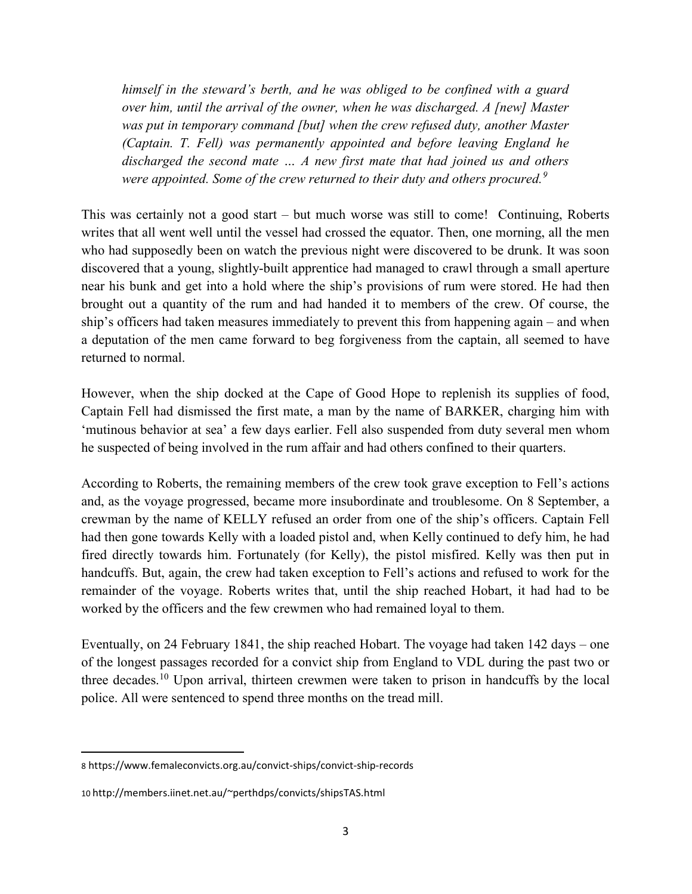*himself in the steward's berth, and he was obliged to be confined with a guard over him, until the arrival of the owner, when he was discharged. A [new] Master was put in temporary command [but] when the crew refused duty, another Master (Captain. T. Fell) was permanently appointed and before leaving England he discharged the second mate … A new first mate that had joined us and others were appointed. Some of the crew returned to their duty and others procured.*[9]

This was certainly not a good start – but much worse was still to come! Continuing, Roberts writes that all went well until the vessel had crossed the equator. Then, one morning, all the men who had supposedly been on watch the previous night were discovered to be drunk. It was soon discovered that a young, slightly-built apprentice had managed to crawl through a small aperture near his bunk and get into a hold where the ship's provisions of rum were stored. He had then brought out a quantity of the rum and had handed it to members of the crew. Of course, the ship's officers had taken measures immediately to prevent this from happening again – and when a deputation of the men came forward to beg forgiveness from the captain, all seemed to have returned to normal.

However, when the ship docked at the Cape of Good Hope to replenish its supplies of food, Captain Fell had dismissed the first mate, a man by the name of BARKER, charging him with 'mutinous behavior at sea' a few days earlier. Fell also suspended from duty several men whom he suspected of being involved in the rum affair and had others confined to their quarters.

According to Roberts, the remaining members of the crew took grave exception to Fell's actions and, as the voyage progressed, became more insubordinate and troublesome. On 8 September, a crewman by the name of KELLY refused an order from one of the ship's officers. Captain Fell had then gone towards Kelly with a loaded pistol and, when Kelly continued to defy him, he had fired directly towards him. Fortunately (for Kelly), the pistol misfired. Kelly was then put in handcuffs. But, again, the crew had taken exception to Fell's actions and refused to work for the remainder of the voyage. Roberts writes that, until the ship reached Hobart, it had had to be worked by the officers and the few crewmen who had remained loyal to them.

Eventually, on 24 February 1841, the ship reached Hobart. The voyage had taken 142 days – one of the longest passages recorded for a convict ship from England to VDL during the past two or three decades.[10] Upon arrival, thirteen crewmen were taken to prison in handcuffs by the local police. All were sentenced to spend three months on the tread mill.

---

8 https://www.femaleconvicts.org.au/convict-ships/convict-ship-records

10 http://members.iinet.net.au/~perthdps/convicts/shipsTAS.html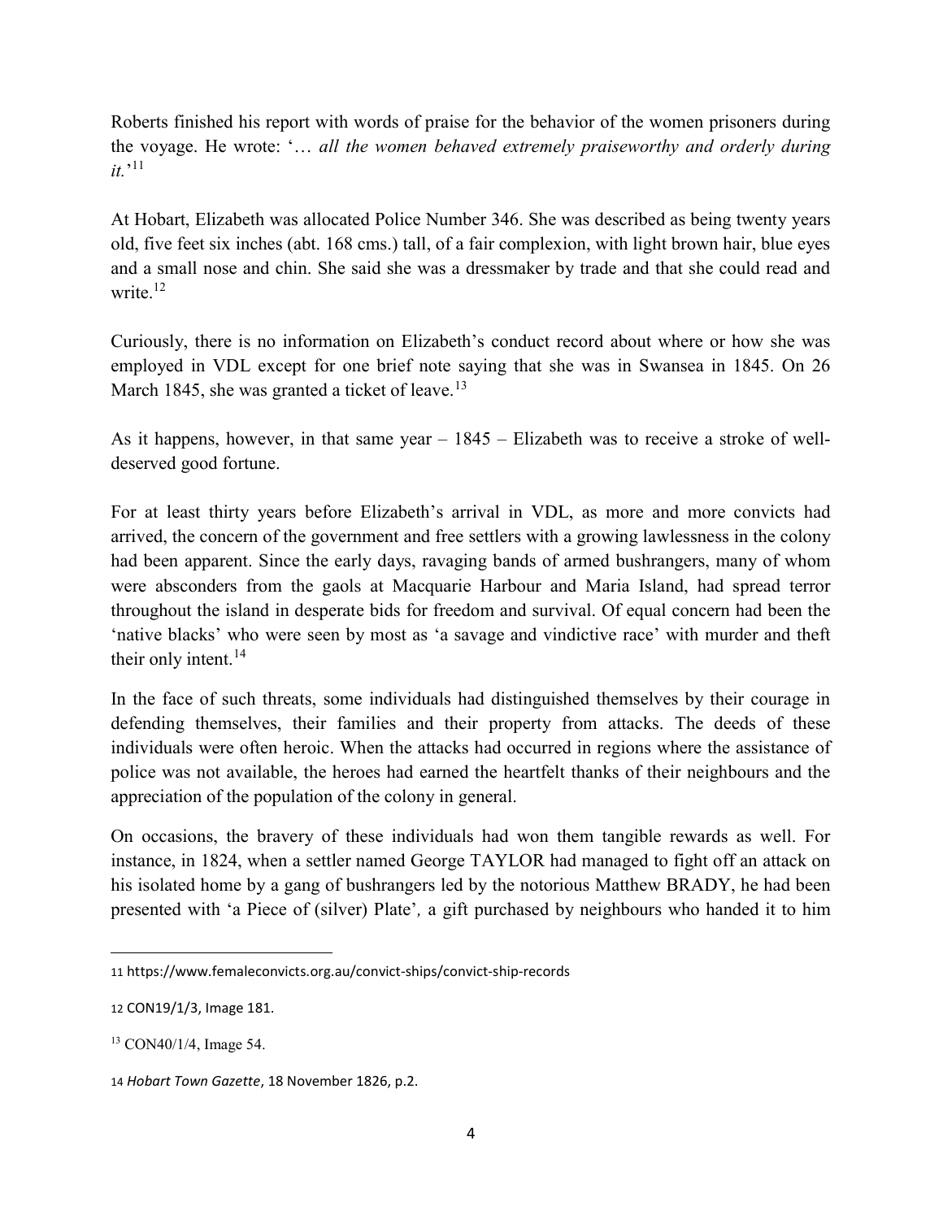Roberts finished his report with words of praise for the behavior of the women prisoners during the voyage. He wrote: '… *all the women behaved extremely praiseworthy and orderly during it.*'[11]

At Hobart, Elizabeth was allocated Police Number 346. She was described as being twenty years old, five feet six inches (abt. 168 cms.) tall, of a fair complexion, with light brown hair, blue eyes and a small nose and chin. She said she was a dressmaker by trade and that she could read and write.[12]

Curiously, there is no information on Elizabeth's conduct record about where or how she was employed in VDL except for one brief note saying that she was in Swansea in 1845. On 26 March 1845, she was granted a ticket of leave.[13]

As it happens, however, in that same year – 1845 – Elizabeth was to receive a stroke of well-deserved good fortune.

For at least thirty years before Elizabeth's arrival in VDL, as more and more convicts had arrived, the concern of the government and free settlers with a growing lawlessness in the colony had been apparent. Since the early days, ravaging bands of armed bushrangers, many of whom were absconders from the gaols at Macquarie Harbour and Maria Island, had spread terror throughout the island in desperate bids for freedom and survival. Of equal concern had been the 'native blacks' who were seen by most as 'a savage and vindictive race' with murder and theft their only intent.[14]

In the face of such threats, some individuals had distinguished themselves by their courage in defending themselves, their families and their property from attacks. The deeds of these individuals were often heroic. When the attacks had occurred in regions where the assistance of police was not available, the heroes had earned the heartfelt thanks of their neighbours and the appreciation of the population of the colony in general.

On occasions, the bravery of these individuals had won them tangible rewards as well. For instance, in 1824, when a settler named George TAYLOR had managed to fight off an attack on his isolated home by a gang of bushrangers led by the notorious Matthew BRADY, he had been presented with 'a Piece of (silver) Plate', a gift purchased by neighbours who handed it to him

---

11 https://www.femaleconvicts.org.au/convict-ships/convict-ship-records

12 CON19/1/3, Image 181.

13 CON40/1/4, Image 54.

14 *Hobart Town Gazette*, 18 November 1826, p.2.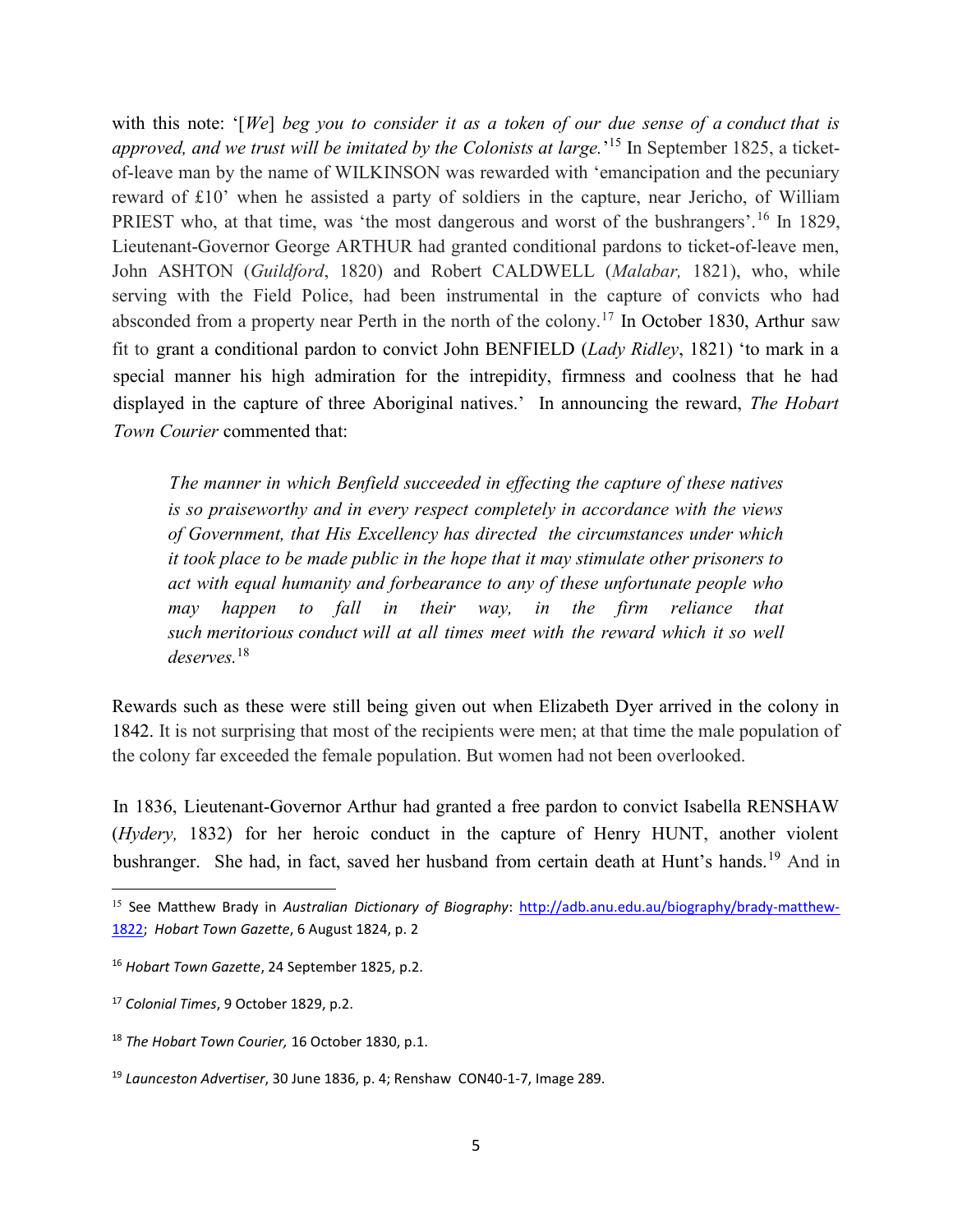with this note: '[*We*] *beg you to consider it as a token of our due sense of a conduct that is approved, and we trust will be imitated by the Colonists at large.*'[15] In September 1825, a ticket-of-leave man by the name of WILKINSON was rewarded with 'emancipation and the pecuniary reward of £10' when he assisted a party of soldiers in the capture, near Jericho, of William PRIEST who, at that time, was 'the most dangerous and worst of the bushrangers'.[16] In 1829, Lieutenant-Governor George ARTHUR had granted conditional pardons to ticket-of-leave men, John ASHTON (*Guildford*, 1820) and Robert CALDWELL (*Malabar,* 1821), who, while serving with the Field Police, had been instrumental in the capture of convicts who had absconded from a property near Perth in the north of the colony.[17] In October 1830, Arthur saw fit to grant a conditional pardon to convict John BENFIELD (*Lady Ridley*, 1821) 'to mark in a special manner his high admiration for the intrepidity, firmness and coolness that he had displayed in the capture of three Aboriginal natives.' In announcing the reward, *The Hobart Town Courier* commented that:

> *The manner in which Benfield succeeded in effecting the capture of these natives is so praiseworthy and in every respect completely in accordance with the views of Government, that His Excellency has directed the circumstances under which it took place to be made public in the hope that it may stimulate other prisoners to act with equal humanity and forbearance to any of these unfortunate people who may happen to fall in their way, in the firm reliance that such meritorious conduct will at all times meet with the reward which it so well deserves.*[18]

Rewards such as these were still being given out when Elizabeth Dyer arrived in the colony in 1842. It is not surprising that most of the recipients were men; at that time the male population of the colony far exceeded the female population. But women had not been overlooked.

In 1836, Lieutenant-Governor Arthur had granted a free pardon to convict Isabella RENSHAW (*Hydery,* 1832) for her heroic conduct in the capture of Henry HUNT, another violent bushranger. She had, in fact, saved her husband from certain death at Hunt's hands.[19] And in

---

[15] See Matthew Brady in *Australian Dictionary of Biography*: http://adb.anu.edu.au/biography/brady-matthew-1822; *Hobart Town Gazette*, 6 August 1824, p. 2

[16] *Hobart Town Gazette*, 24 September 1825, p.2.

[17] *Colonial Times*, 9 October 1829, p.2.

[18] *The Hobart Town Courier,* 16 October 1830, p.1.

[19] *Launceston Advertiser*, 30 June 1836, p. 4; Renshaw CON40-1-7, Image 289.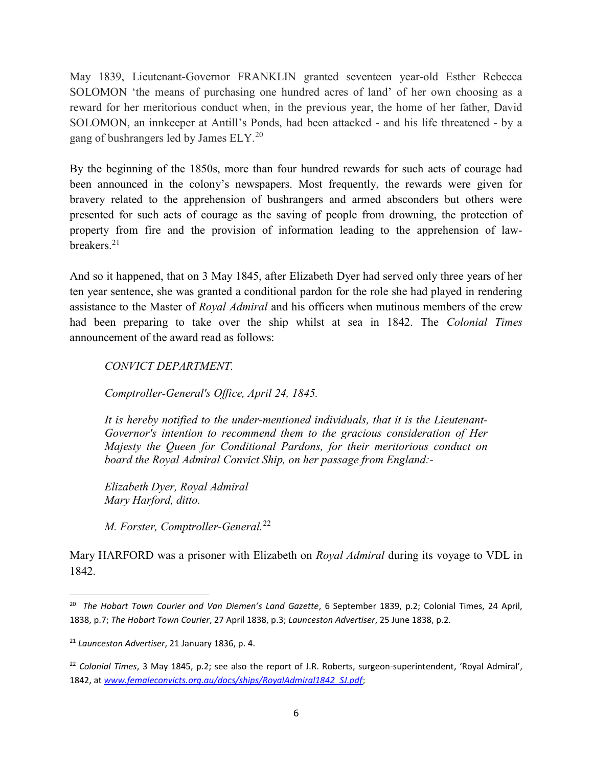May 1839, Lieutenant-Governor FRANKLIN granted seventeen year-old Esther Rebecca SOLOMON 'the means of purchasing one hundred acres of land' of her own choosing as a reward for her meritorious conduct when, in the previous year, the home of her father, David SOLOMON, an innkeeper at Antill's Ponds, had been attacked - and his life threatened - by a gang of bushrangers led by James ELY.[20]

By the beginning of the 1850s, more than four hundred rewards for such acts of courage had been announced in the colony's newspapers. Most frequently, the rewards were given for bravery related to the apprehension of bushrangers and armed absconders but others were presented for such acts of courage as the saving of people from drowning, the protection of property from fire and the provision of information leading to the apprehension of law-breakers.[21]

And so it happened, that on 3 May 1845, after Elizabeth Dyer had served only three years of her ten year sentence, she was granted a conditional pardon for the role she had played in rendering assistance to the Master of *Royal Admiral* and his officers when mutinous members of the crew had been preparing to take over the ship whilst at sea in 1842. The *Colonial Times* announcement of the award read as follows:

> *CONVICT DEPARTMENT.*
>
> *Comptroller-General's Office, April 24, 1845.*
>
> *It is hereby notified to the under-mentioned individuals, that it is the Lieutenant-Governor's intention to recommend them to the gracious consideration of Her Majesty the Queen for Conditional Pardons, for their meritorious conduct on board the Royal Admiral Convict Ship, on her passage from England:-*
>
> *Elizabeth Dyer, Royal Admiral*
> *Mary Harford, ditto.*
>
> *M. Forster, Comptroller-General.*[22]

Mary HARFORD was a prisoner with Elizabeth on *Royal Admiral* during its voyage to VDL in 1842.

---

[20] *The Hobart Town Courier and Van Diemen's Land Gazette*, 6 September 1839, p.2; Colonial Times, 24 April, 1838, p.7; *The Hobart Town Courier*, 27 April 1838, p.3; *Launceston Advertiser*, 25 June 1838, p.2.

[21] *Launceston Advertiser*, 21 January 1836, p. 4.

[22] *Colonial Times*, 3 May 1845, p.2; see also the report of J.R. Roberts, surgeon-superintendent, 'Royal Admiral', 1842, at *www.femaleconvicts.org.au/docs/ships/RoyalAdmiral1842_SJ.pdf*;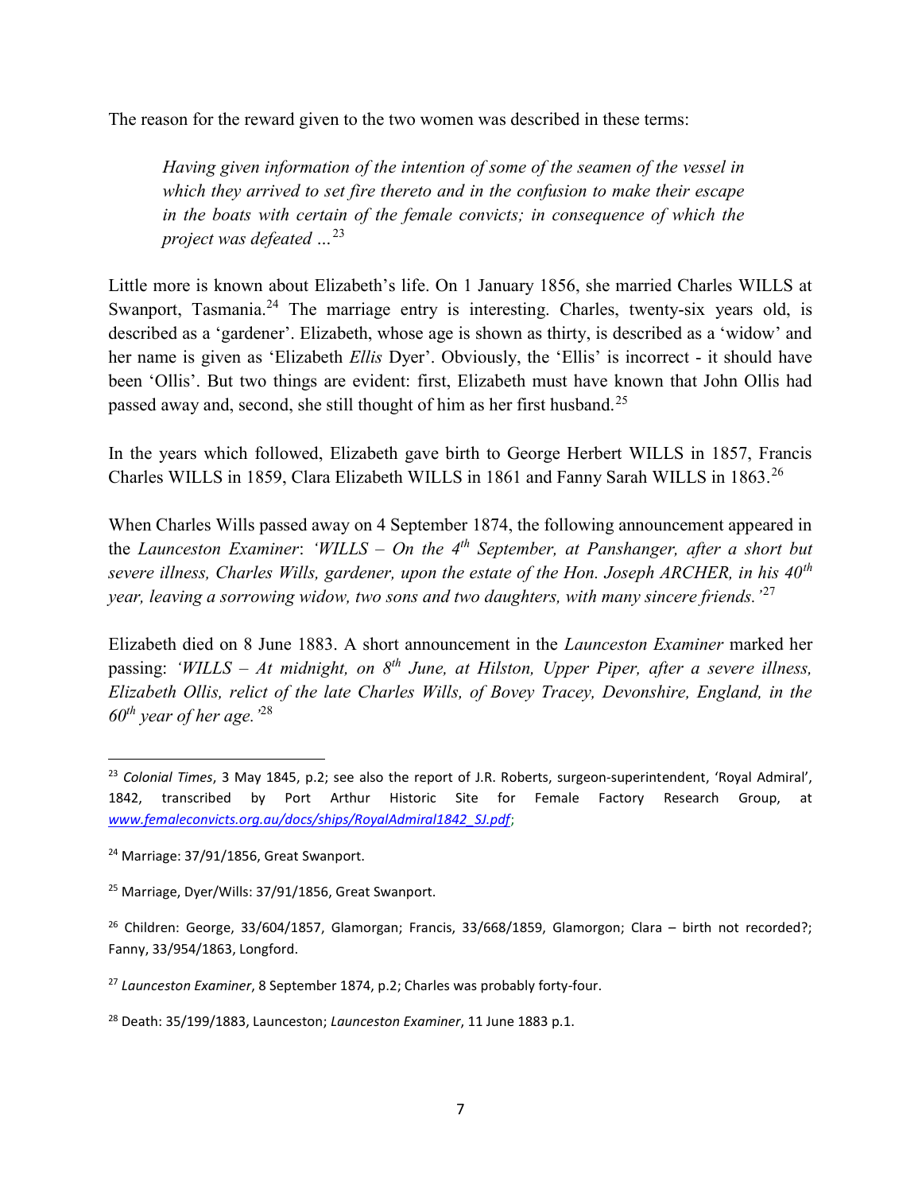The reason for the reward given to the two women was described in these terms:

> *Having given information of the intention of some of the seamen of the vessel in which they arrived to set fire thereto and in the confusion to make their escape in the boats with certain of the female convicts; in consequence of which the project was defeated …*[23]

Little more is known about Elizabeth's life. On 1 January 1856, she married Charles WILLS at Swanport, Tasmania.[24] The marriage entry is interesting. Charles, twenty-six years old, is described as a 'gardener'. Elizabeth, whose age is shown as thirty, is described as a 'widow' and her name is given as 'Elizabeth *Ellis* Dyer'. Obviously, the 'Ellis' is incorrect - it should have been 'Ollis'. But two things are evident: first, Elizabeth must have known that John Ollis had passed away and, second, she still thought of him as her first husband.[25]

In the years which followed, Elizabeth gave birth to George Herbert WILLS in 1857, Francis Charles WILLS in 1859, Clara Elizabeth WILLS in 1861 and Fanny Sarah WILLS in 1863.[26]

When Charles Wills passed away on 4 September 1874, the following announcement appeared in the *Launceston Examiner*: *'WILLS – On the 4th September, at Panshanger, after a short but severe illness, Charles Wills, gardener, upon the estate of the Hon. Joseph ARCHER, in his 40th year, leaving a sorrowing widow, two sons and two daughters, with many sincere friends.'*[27]

Elizabeth died on 8 June 1883. A short announcement in the *Launceston Examiner* marked her passing: *'WILLS – At midnight, on 8th June, at Hilston, Upper Piper, after a severe illness, Elizabeth Ollis, relict of the late Charles Wills, of Bovey Tracey, Devonshire, England, in the 60th year of her age.'*[28]

---

[23] *Colonial Times*, 3 May 1845, p.2; see also the report of J.R. Roberts, surgeon-superintendent, 'Royal Admiral', 1842, transcribed by Port Arthur Historic Site for Female Factory Research Group, at *www.femaleconvicts.org.au/docs/ships/RoyalAdmiral1842_SJ.pdf*;

[24] Marriage: 37/91/1856, Great Swanport.

[25] Marriage, Dyer/Wills: 37/91/1856, Great Swanport.

[26] Children: George, 33/604/1857, Glamorgan; Francis, 33/668/1859, Glamorgon; Clara – birth not recorded?; Fanny, 33/954/1863, Longford.

[27] *Launceston Examiner*, 8 September 1874, p.2; Charles was probably forty-four.

[28] Death: 35/199/1883, Launceston; *Launceston Examiner*, 11 June 1883 p.1.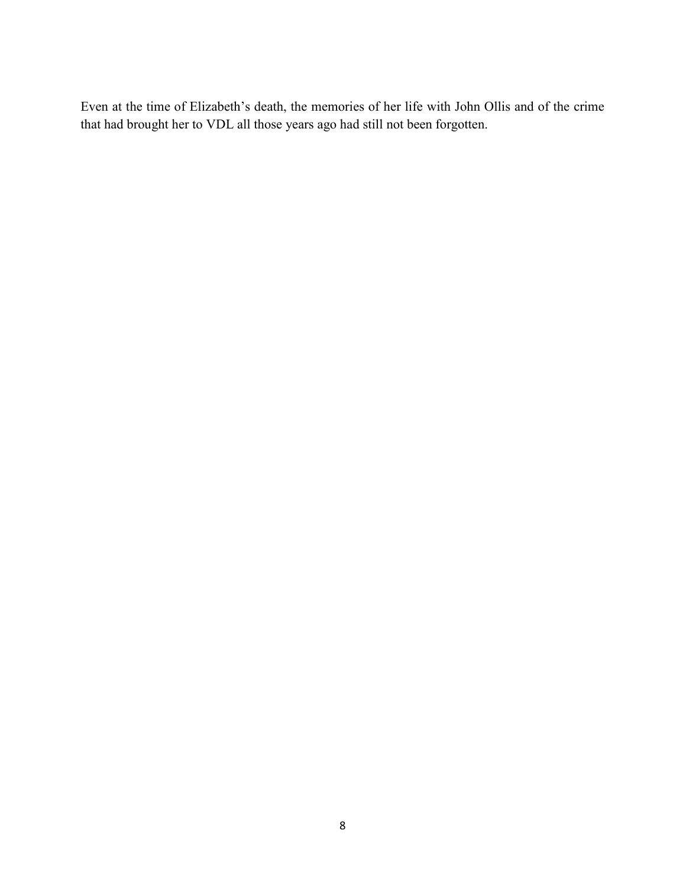Even at the time of Elizabeth's death, the memories of her life with John Ollis and of the crime that had brought her to VDL all those years ago had still not been forgotten.